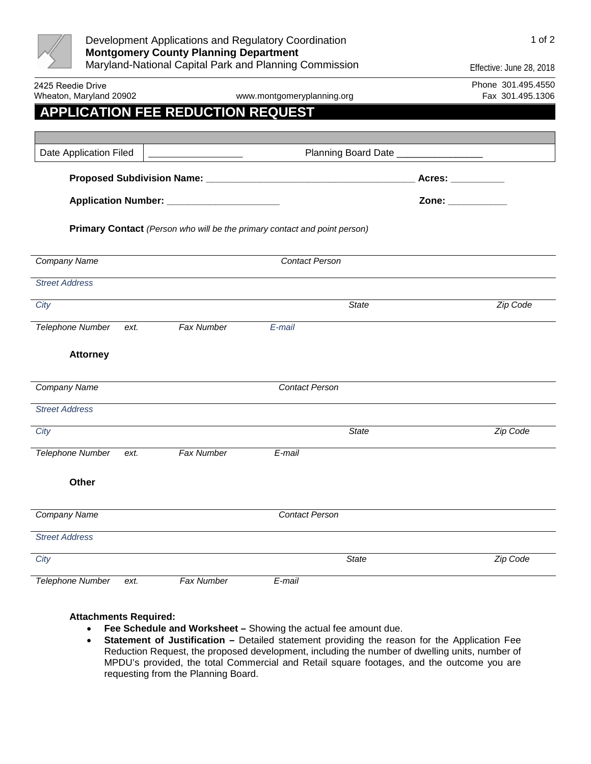Development Applications and Regulatory Coordination
**Montgomery County Planning Department**
Maryland-National Capital Park and Planning Commission

Effective: June 28, 2018

2425 Reedie Drive
Wheaton, Maryland 20902

www.montgomeryplanning.org

Phone 301.495.4550
Fax 301.495.1306

# APPLICATION FEE REDUCTION REQUEST

| Date Application Filed | _________________ | Planning Board Date ________________ |
|---|---|---|

**Proposed Subdivision Name:** ________________________________________ **Acres:** __________

**Application Number:** _____________________ **Zone:** ___________

**Primary Contact** *(Person who will be the primary contact and point person)*

*Company Name* *Contact Person*

*Street Address*

*City* *State* *Zip Code*

*Telephone Number* *ext.* *Fax Number* *E-mail*

**Attorney**

*Company Name* *Contact Person*

*Street Address*

*City* *State* *Zip Code*

*Telephone Number* *ext.* *Fax Number* *E-mail*

**Other**

*Company Name* *Contact Person*

*Street Address*

*City* *State* *Zip Code*

*Telephone Number* *ext.* *Fax Number* *E-mail*

**Attachments Required:**

- **Fee Schedule and Worksheet –** Showing the actual fee amount due.
- **Statement of Justification –** Detailed statement providing the reason for the Application Fee Reduction Request, the proposed development, including the number of dwelling units, number of MPDU's provided, the total Commercial and Retail square footages, and the outcome you are requesting from the Planning Board.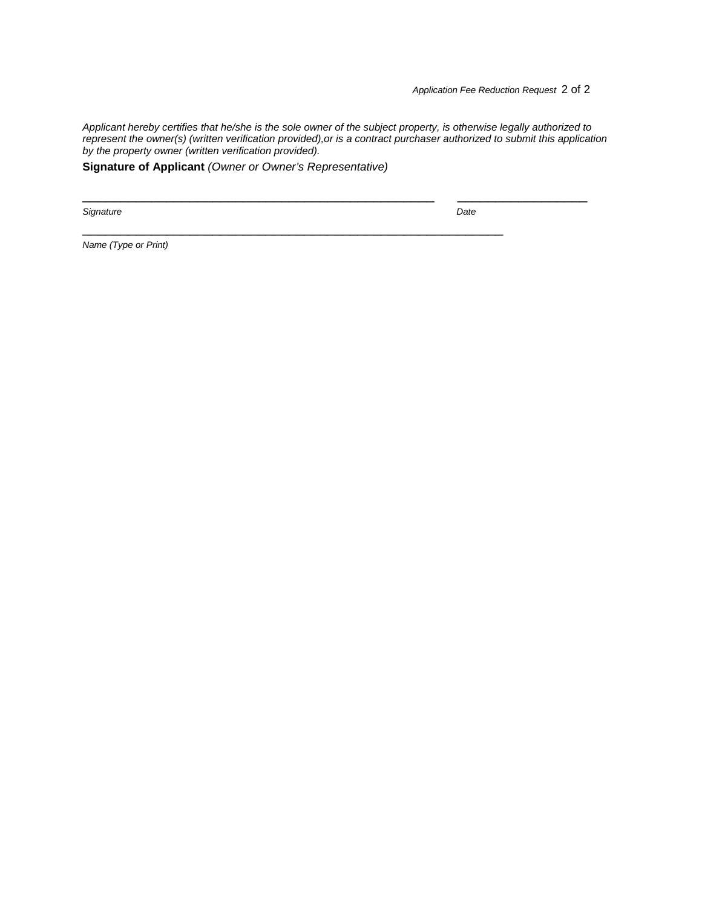*Applicant hereby certifies that he/she is the sole owner of the subject property, is otherwise legally authorized to represent the owner(s) (written verification provided),or is a contract purchaser authorized to submit this application by the property owner (written verification provided).*

**Signature of Applicant** *(Owner or Owner's Representative)*

\_\_\_\_\_\_\_\_\_\_\_\_\_\_\_\_\_\_\_\_\_\_\_\_\_\_\_\_\_\_\_\_\_\_\_\_\_\_\_\_\_\_\_\_\_\_\_\_\_\_\_\_ \_\_\_\_\_\_\_\_\_\_\_\_\_\_\_\_\_\_\_\_

*Signature* *Date*

\_\_\_\_\_\_\_\_\_\_\_\_\_\_\_\_\_\_\_\_\_\_\_\_\_\_\_\_\_\_\_\_\_\_\_\_\_\_\_\_\_\_\_\_\_\_\_\_\_\_\_\_\_\_\_\_\_\_\_\_\_\_\_\_

*Name (Type or Print)*